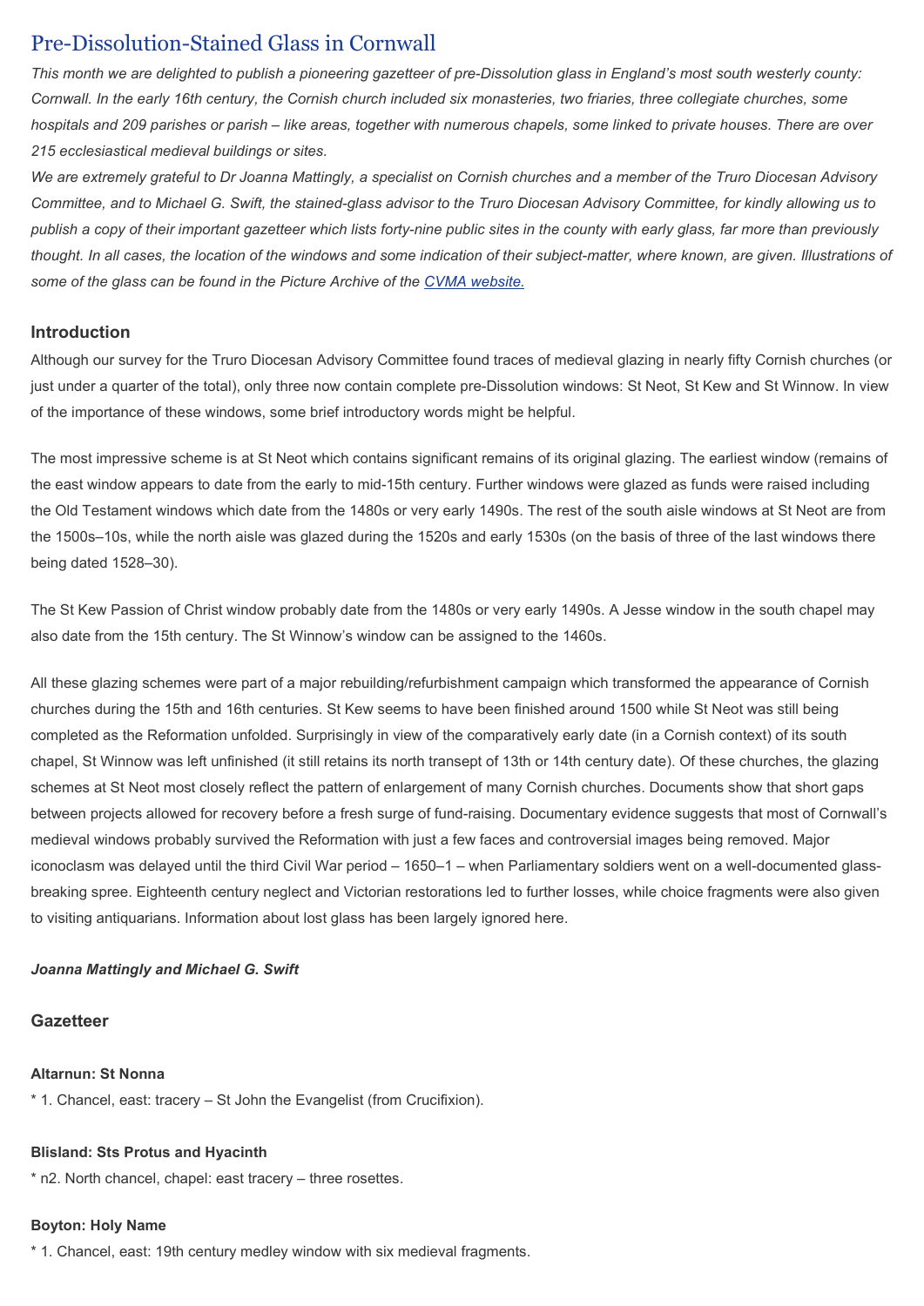# Pre-Dissolution-Stained Glass in Cornwall

*This month we are delighted to publish a pioneering gazetteer of pre-Dissolution glass in England's most south westerly county: Cornwall. In the early 16th century, the Cornish church included six monasteries, two friaries, three collegiate churches, some hospitals and 209 parishes or parish – like areas, together with numerous chapels, some linked to private houses. There are over 215 ecclesiastical medieval buildings or sites.*

*We are extremely grateful to Dr Joanna Mattingly, a specialist on Cornish churches and a member of the Truro Diocesan Advisory Committee, and to Michael G. Swift, the stained-glass advisor to the Truro Diocesan Advisory Committee, for kindly allowing us to publish a copy of their important gazetteer which lists forty-nine public sites in the county with early glass, far more than previously thought. In all cases, the location of the windows and some indication of their subject-matter, where known, are given. Illustrations of some of the glass can be found in the Picture Archive of the [CVMA website.]()*

## Introduction

Although our survey for the Truro Diocesan Advisory Committee found traces of medieval glazing in nearly fifty Cornish churches (or just under a quarter of the total), only three now contain complete pre-Dissolution windows: St Neot, St Kew and St Winnow. In view of the importance of these windows, some brief introductory words might be helpful.

The most impressive scheme is at St Neot which contains significant remains of its original glazing. The earliest window (remains of the east window appears to date from the early to mid-15th century. Further windows were glazed as funds were raised including the Old Testament windows which date from the 1480s or very early 1490s. The rest of the south aisle windows at St Neot are from the 1500s–10s, while the north aisle was glazed during the 1520s and early 1530s (on the basis of three of the last windows there being dated 1528–30).

The St Kew Passion of Christ window probably date from the 1480s or very early 1490s. A Jesse window in the south chapel may also date from the 15th century. The St Winnow's window can be assigned to the 1460s.

All these glazing schemes were part of a major rebuilding/refurbishment campaign which transformed the appearance of Cornish churches during the 15th and 16th centuries. St Kew seems to have been finished around 1500 while St Neot was still being completed as the Reformation unfolded. Surprisingly in view of the comparatively early date (in a Cornish context) of its south chapel, St Winnow was left unfinished (it still retains its north transept of 13th or 14th century date). Of these churches, the glazing schemes at St Neot most closely reflect the pattern of enlargement of many Cornish churches. Documents show that short gaps between projects allowed for recovery before a fresh surge of fund-raising. Documentary evidence suggests that most of Cornwall's medieval windows probably survived the Reformation with just a few faces and controversial images being removed. Major iconoclasm was delayed until the third Civil War period – 1650–1 – when Parliamentary soldiers went on a well-documented glass-breaking spree. Eighteenth century neglect and Victorian restorations led to further losses, while choice fragments were also given to visiting antiquarians. Information about lost glass has been largely ignored here.

***Joanna Mattingly and Michael G. Swift***

## Gazetteer

**Altarnun: St Nonna**

* 1. Chancel, east: tracery – St John the Evangelist (from Crucifixion).

**Blisland: Sts Protus and Hyacinth**

* n2. North chancel, chapel: east tracery – three rosettes.

**Boyton: Holy Name**

* 1. Chancel, east: 19th century medley window with six medieval fragments.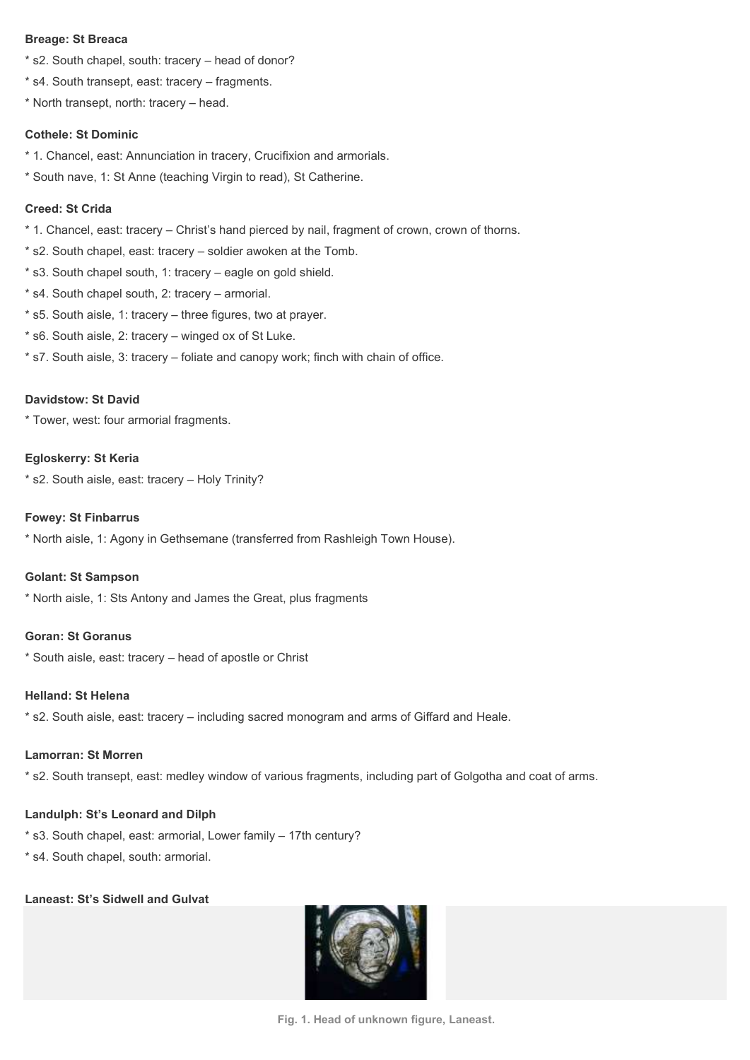**Breage: St Breaca**

* s2. South chapel, south: tracery – head of donor?
* s4. South transept, east: tracery – fragments.
* North transept, north: tracery – head.

**Cothele: St Dominic**

* 1. Chancel, east: Annunciation in tracery, Crucifixion and armorials.
* South nave, 1: St Anne (teaching Virgin to read), St Catherine.

**Creed: St Crida**

* 1. Chancel, east: tracery – Christ's hand pierced by nail, fragment of crown, crown of thorns.
* s2. South chapel, east: tracery – soldier awoken at the Tomb.
* s3. South chapel south, 1: tracery – eagle on gold shield.
* s4. South chapel south, 2: tracery – armorial.
* s5. South aisle, 1: tracery – three figures, two at prayer.
* s6. South aisle, 2: tracery – winged ox of St Luke.
* s7. South aisle, 3: tracery – foliate and canopy work; finch with chain of office.

**Davidstow: St David**

* Tower, west: four armorial fragments.

**Egloskerry: St Keria**

* s2. South aisle, east: tracery – Holy Trinity?

**Fowey: St Finbarrus**

* North aisle, 1: Agony in Gethsemane (transferred from Rashleigh Town House).

**Golant: St Sampson**

* North aisle, 1: Sts Antony and James the Great, plus fragments

**Goran: St Goranus**

* South aisle, east: tracery – head of apostle or Christ

**Helland: St Helena**

* s2. South aisle, east: tracery – including sacred monogram and arms of Giffard and Heale.

**Lamorran: St Morren**

* s2. South transept, east: medley window of various fragments, including part of Golgotha and coat of arms.

**Landulph: St's Leonard and Dilph**

* s3. South chapel, east: armorial, Lower family – 17th century?
* s4. South chapel, south: armorial.

**Laneast: St's Sidwell and Gulvat**

**Fig. 1. Head of unknown figure, Laneast.**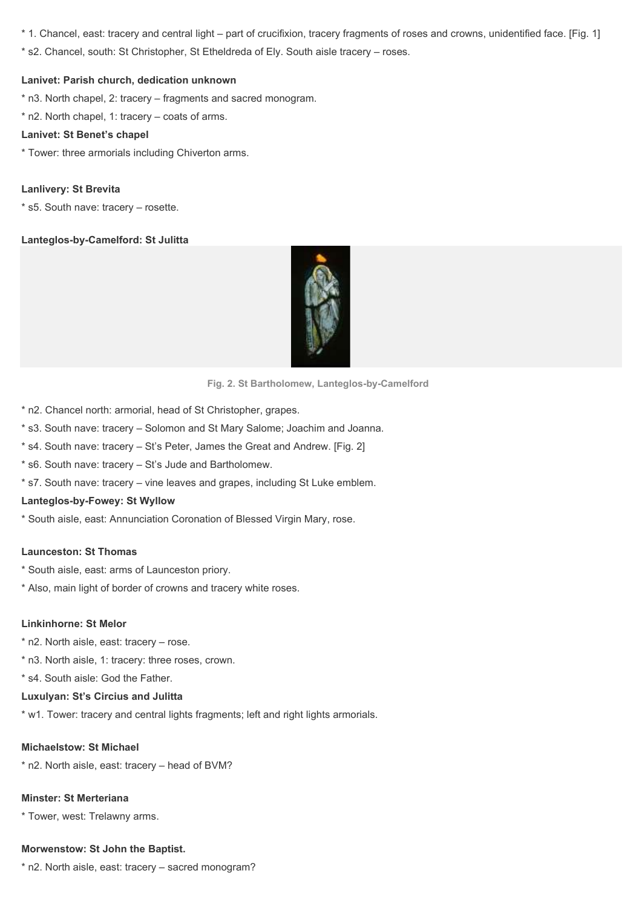* 1. Chancel, east: tracery and central light – part of crucifixion, tracery fragments of roses and crowns, unidentified face. [Fig. 1]
* s2. Chancel, south: St Christopher, St Etheldreda of Ely. South aisle tracery – roses.

**Lanivet: Parish church, dedication unknown**

* n3. North chapel, 2: tracery – fragments and sacred monogram.
* n2. North chapel, 1: tracery – coats of arms.

**Lanivet: St Benet's chapel**

* Tower: three armorials including Chiverton arms.

**Lanlivery: St Brevita**

* s5. South nave: tracery – rosette.

**Lanteglos-by-Camelford: St Julitta**

Fig. 2. St Bartholomew, Lanteglos-by-Camelford

* n2. Chancel north: armorial, head of St Christopher, grapes.
* s3. South nave: tracery – Solomon and St Mary Salome; Joachim and Joanna.
* s4. South nave: tracery – St's Peter, James the Great and Andrew. [Fig. 2]
* s6. South nave: tracery – St's Jude and Bartholomew.
* s7. South nave: tracery – vine leaves and grapes, including St Luke emblem.

**Lanteglos-by-Fowey: St Wyllow**

* South aisle, east: Annunciation Coronation of Blessed Virgin Mary, rose.

**Launceston: St Thomas**

* South aisle, east: arms of Launceston priory.
* Also, main light of border of crowns and tracery white roses.

**Linkinhorne: St Melor**

* n2. North aisle, east: tracery – rose.
* n3. North aisle, 1: tracery: three roses, crown.
* s4. South aisle: God the Father.

**Luxulyan: St's Circius and Julitta**

* w1. Tower: tracery and central lights fragments; left and right lights armorials.

**Michaelstow: St Michael**

* n2. North aisle, east: tracery – head of BVM?

**Minster: St Merteriana**

* Tower, west: Trelawny arms.

**Morwenstow: St John the Baptist.**

* n2. North aisle, east: tracery – sacred monogram?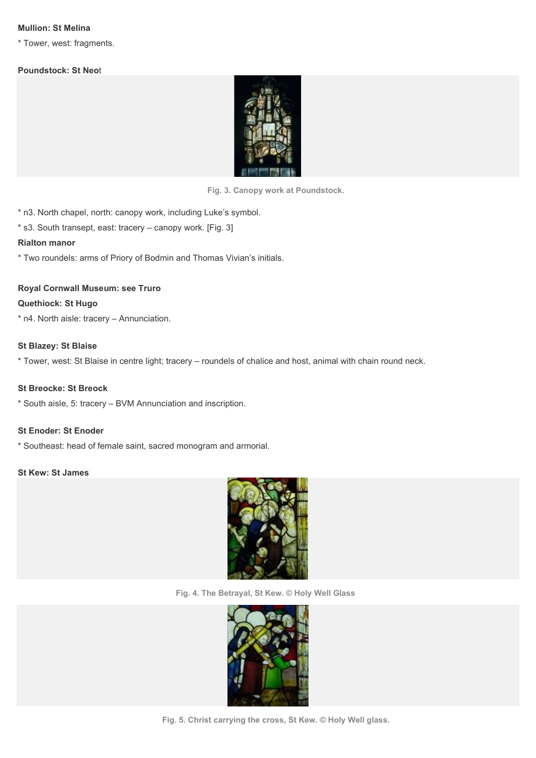**Mullion: St Melina**

* Tower, west: fragments.

**Poundstock: St Neot**

Fig. 3. Canopy work at Poundstock.

* n3. North chapel, north: canopy work, including Luke's symbol.
* s3. South transept, east: tracery – canopy work. [Fig. 3]

**Rialton manor**

* Two roundels: arms of Priory of Bodmin and Thomas Vivian's initials.

**Royal Cornwall Museum: see Truro**

**Quethiock: St Hugo**

* n4. North aisle: tracery – Annunciation.

**St Blazey: St Blaise**

* Tower, west: St Blaise in centre light; tracery – roundels of chalice and host, animal with chain round neck.

**St Breocke: St Breock**

* South aisle, 5: tracery – BVM Annunciation and inscription.

**St Enoder: St Enoder**

* Southeast: head of female saint, sacred monogram and armorial.

**St Kew: St James**

Fig. 4. The Betrayal, St Kew. © Holy Well Glass

Fig. 5. Christ carrying the cross, St Kew. © Holy Well glass.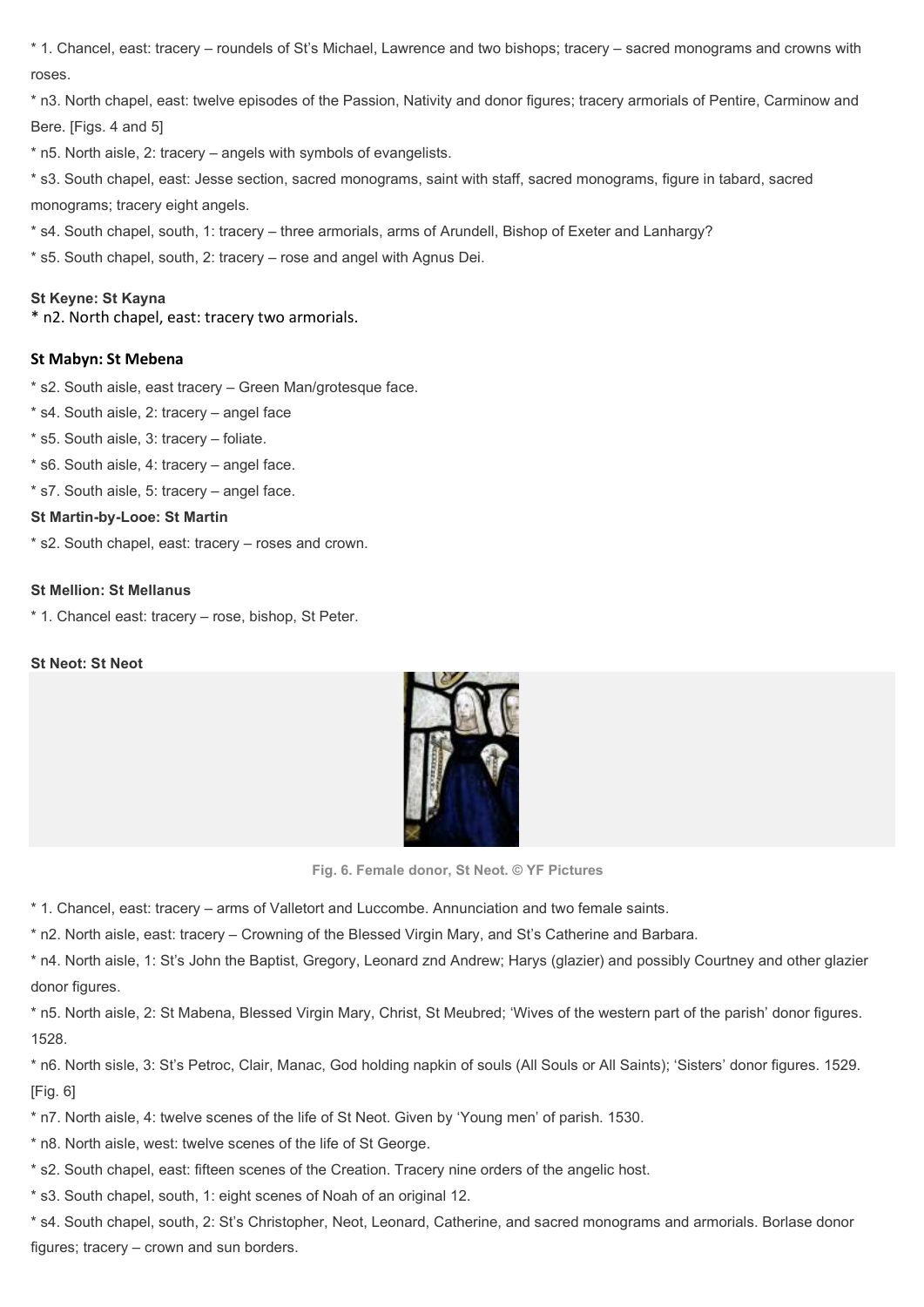* 1. Chancel, east: tracery – roundels of St's Michael, Lawrence and two bishops; tracery – sacred monograms and crowns with roses.

* n3. North chapel, east: twelve episodes of the Passion, Nativity and donor figures; tracery armorials of Pentire, Carminow and Bere. [Figs. 4 and 5]

* n5. North aisle, 2: tracery – angels with symbols of evangelists.

* s3. South chapel, east: Jesse section, sacred monograms, saint with staff, sacred monograms, figure in tabard, sacred monograms; tracery eight angels.

* s4. South chapel, south, 1: tracery – three armorials, arms of Arundell, Bishop of Exeter and Lanhargy?

* s5. South chapel, south, 2: tracery – rose and angel with Agnus Dei.

**St Keyne: St Kayna**

* n2. North chapel, east: tracery two armorials.

**St Mabyn: St Mebena**

* s2. South aisle, east tracery – Green Man/grotesque face.

* s4. South aisle, 2: tracery – angel face

* s5. South aisle, 3: tracery – foliate.

* s6. South aisle, 4: tracery – angel face.

* s7. South aisle, 5: tracery – angel face.

**St Martin-by-Looe: St Martin**

* s2. South chapel, east: tracery – roses and crown.

**St Mellion: St Mellanus**

* 1. Chancel east: tracery – rose, bishop, St Peter.

**St Neot: St Neot**

Fig. 6. Female donor, St Neot. © YF Pictures

* 1. Chancel, east: tracery – arms of Valletort and Luccombe. Annunciation and two female saints.

* n2. North aisle, east: tracery – Crowning of the Blessed Virgin Mary, and St's Catherine and Barbara.

* n4. North aisle, 1: St's John the Baptist, Gregory, Leonard znd Andrew; Harys (glazier) and possibly Courtney and other glazier donor figures.

* n5. North aisle, 2: St Mabena, Blessed Virgin Mary, Christ, St Meubred; 'Wives of the western part of the parish' donor figures. 1528.

* n6. North sisle, 3: St's Petroc, Clair, Manac, God holding napkin of souls (All Souls or All Saints); 'Sisters' donor figures. 1529. [Fig. 6]

* n7. North aisle, 4: twelve scenes of the life of St Neot. Given by 'Young men' of parish. 1530.

* n8. North aisle, west: twelve scenes of the life of St George.

* s2. South chapel, east: fifteen scenes of the Creation. Tracery nine orders of the angelic host.

* s3. South chapel, south, 1: eight scenes of Noah of an original 12.

* s4. South chapel, south, 2: St's Christopher, Neot, Leonard, Catherine, and sacred monograms and armorials. Borlase donor figures; tracery – crown and sun borders.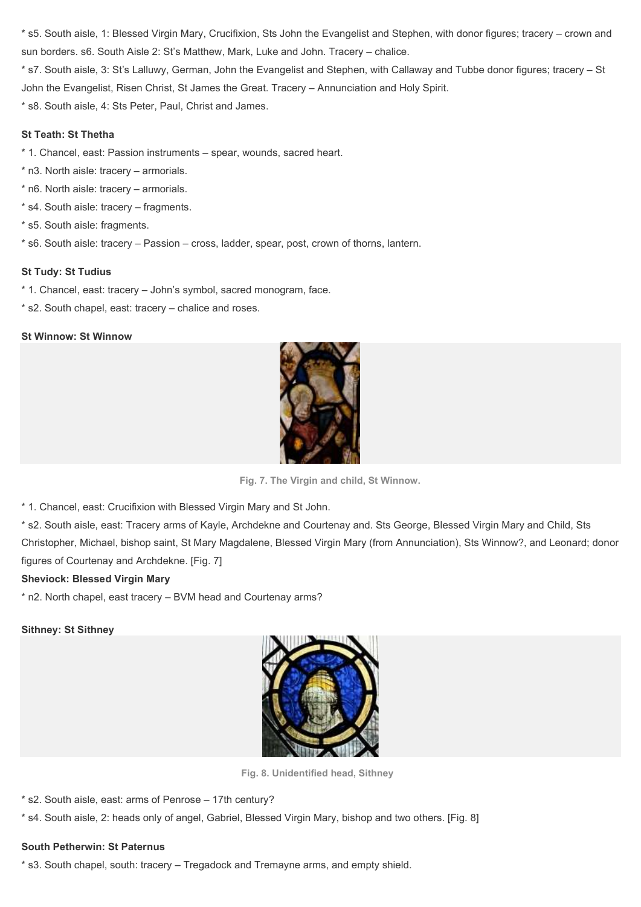* s5. South aisle, 1: Blessed Virgin Mary, Crucifixion, Sts John the Evangelist and Stephen, with donor figures; tracery – crown and sun borders. s6. South Aisle 2: St's Matthew, Mark, Luke and John. Tracery – chalice.
* s7. South aisle, 3: St's Lalluwy, German, John the Evangelist and Stephen, with Callaway and Tubbe donor figures; tracery – St John the Evangelist, Risen Christ, St James the Great. Tracery – Annunciation and Holy Spirit.
* s8. South aisle, 4: Sts Peter, Paul, Christ and James.

**St Teath: St Thetha**

* 1. Chancel, east: Passion instruments – spear, wounds, sacred heart.
* n3. North aisle: tracery – armorials.
* n6. North aisle: tracery – armorials.
* s4. South aisle: tracery – fragments.
* s5. South aisle: fragments.
* s6. South aisle: tracery – Passion – cross, ladder, spear, post, crown of thorns, lantern.

**St Tudy: St Tudius**

* 1. Chancel, east: tracery – John's symbol, sacred monogram, face.
* s2. South chapel, east: tracery – chalice and roses.

**St Winnow: St Winnow**

Fig. 7. The Virgin and child, St Winnow.

* 1. Chancel, east: Crucifixion with Blessed Virgin Mary and St John.
* s2. South aisle, east: Tracery arms of Kayle, Archdekne and Courtenay and. Sts George, Blessed Virgin Mary and Child, Sts Christopher, Michael, bishop saint, St Mary Magdalene, Blessed Virgin Mary (from Annunciation), Sts Winnow?, and Leonard; donor figures of Courtenay and Archdekne. [Fig. 7]

**Sheviock: Blessed Virgin Mary**

* n2. North chapel, east tracery – BVM head and Courtenay arms?

**Sithney: St Sithney**

Fig. 8. Unidentified head, Sithney

* s2. South aisle, east: arms of Penrose – 17th century?
* s4. South aisle, 2: heads only of angel, Gabriel, Blessed Virgin Mary, bishop and two others. [Fig. 8]

**South Petherwin: St Paternus**

* s3. South chapel, south: tracery – Tregadock and Tremayne arms, and empty shield.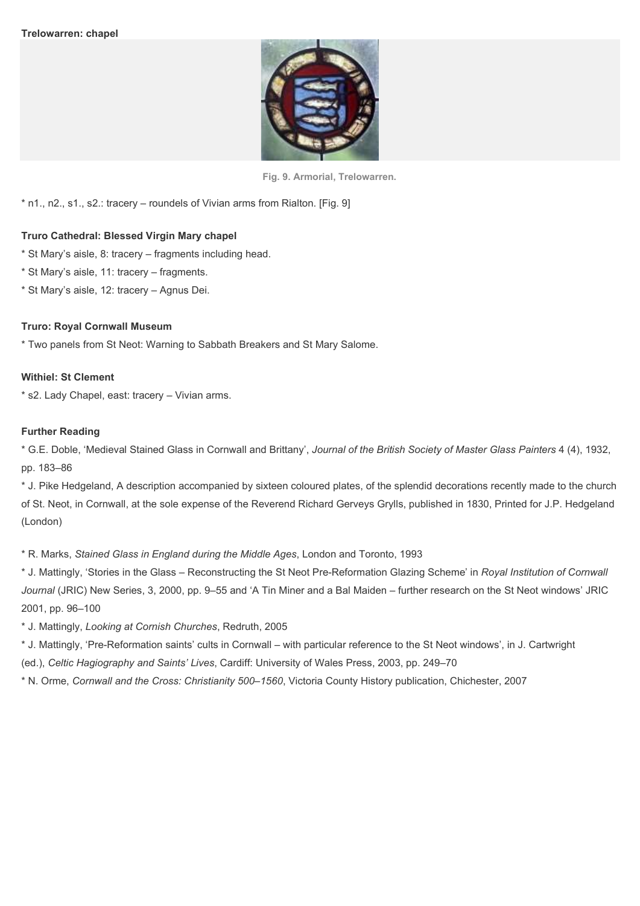**Trelowarren: chapel**

Fig. 9. Armorial, Trelowarren.

* n1., n2., s1., s2.: tracery – roundels of Vivian arms from Rialton. [Fig. 9]

**Truro Cathedral: Blessed Virgin Mary chapel**

* St Mary's aisle, 8: tracery – fragments including head.
* St Mary's aisle, 11: tracery – fragments.
* St Mary's aisle, 12: tracery – Agnus Dei.

**Truro: Royal Cornwall Museum**

* Two panels from St Neot: Warning to Sabbath Breakers and St Mary Salome.

**Withiel: St Clement**

* s2. Lady Chapel, east: tracery – Vivian arms.

**Further Reading**

* G.E. Doble, 'Medieval Stained Glass in Cornwall and Brittany', *Journal of the British Society of Master Glass Painters* 4 (4), 1932, pp. 183–86
* J. Pike Hedgeland, A description accompanied by sixteen coloured plates, of the splendid decorations recently made to the church of St. Neot, in Cornwall, at the sole expense of the Reverend Richard Gerveys Grylls, published in 1830, Printed for J.P. Hedgeland (London)

* R. Marks, *Stained Glass in England during the Middle Ages*, London and Toronto, 1993
* J. Mattingly, 'Stories in the Glass – Reconstructing the St Neot Pre-Reformation Glazing Scheme' in *Royal Institution of Cornwall Journal* (JRIC) New Series, 3, 2000, pp. 9–55 and 'A Tin Miner and a Bal Maiden – further research on the St Neot windows' JRIC 2001, pp. 96–100
* J. Mattingly, *Looking at Cornish Churches*, Redruth, 2005
* J. Mattingly, 'Pre-Reformation saints' cults in Cornwall – with particular reference to the St Neot windows', in J. Cartwright (ed.), *Celtic Hagiography and Saints' Lives*, Cardiff: University of Wales Press, 2003, pp. 249–70
* N. Orme, *Cornwall and the Cross: Christianity 500–1560*, Victoria County History publication, Chichester, 2007